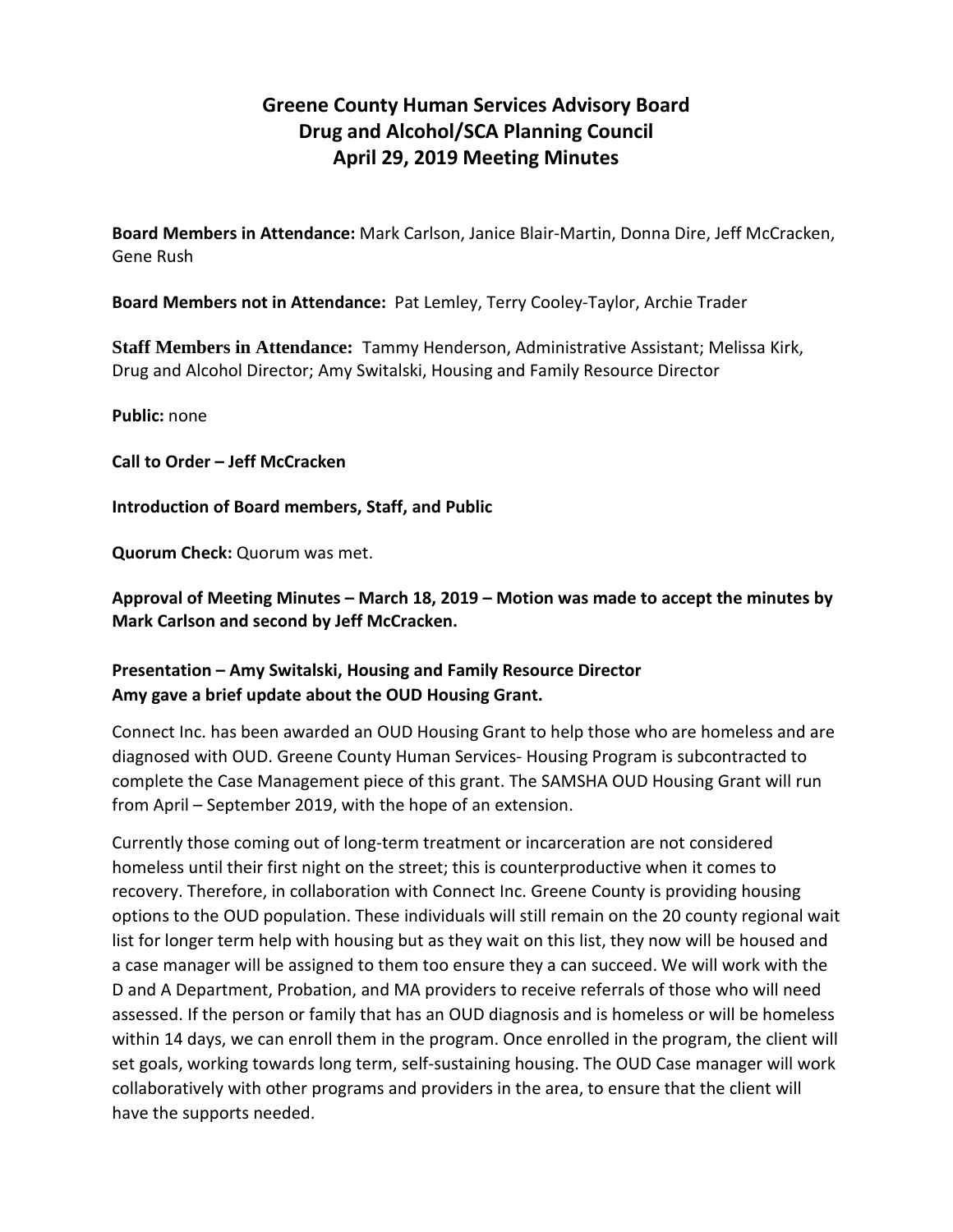# Greene County Human Services Advisory Board
# Drug and Alcohol/SCA Planning Council
# April 29, 2019 Meeting Minutes

**Board Members in Attendance:** Mark Carlson, Janice Blair-Martin, Donna Dire, Jeff McCracken, Gene Rush

**Board Members not in Attendance:** Pat Lemley, Terry Cooley-Taylor, Archie Trader

**Staff Members in Attendance:** Tammy Henderson, Administrative Assistant; Melissa Kirk, Drug and Alcohol Director; Amy Switalski, Housing and Family Resource Director

**Public:** none

**Call to Order – Jeff McCracken**

**Introduction of Board members, Staff, and Public**

**Quorum Check:** Quorum was met.

**Approval of Meeting Minutes – March 18, 2019 – Motion was made to accept the minutes by Mark Carlson and second by Jeff McCracken.**

**Presentation – Amy Switalski, Housing and Family Resource Director**
**Amy gave a brief update about the OUD Housing Grant.**

Connect Inc. has been awarded an OUD Housing Grant to help those who are homeless and are diagnosed with OUD. Greene County Human Services- Housing Program is subcontracted to complete the Case Management piece of this grant. The SAMSHA OUD Housing Grant will run from April – September 2019, with the hope of an extension.

Currently those coming out of long-term treatment or incarceration are not considered homeless until their first night on the street; this is counterproductive when it comes to recovery. Therefore, in collaboration with Connect Inc. Greene County is providing housing options to the OUD population. These individuals will still remain on the 20 county regional wait list for longer term help with housing but as they wait on this list, they now will be housed and a case manager will be assigned to them too ensure they a can succeed. We will work with the D and A Department, Probation, and MA providers to receive referrals of those who will need assessed. If the person or family that has an OUD diagnosis and is homeless or will be homeless within 14 days, we can enroll them in the program. Once enrolled in the program, the client will set goals, working towards long term, self-sustaining housing. The OUD Case manager will work collaboratively with other programs and providers in the area, to ensure that the client will have the supports needed.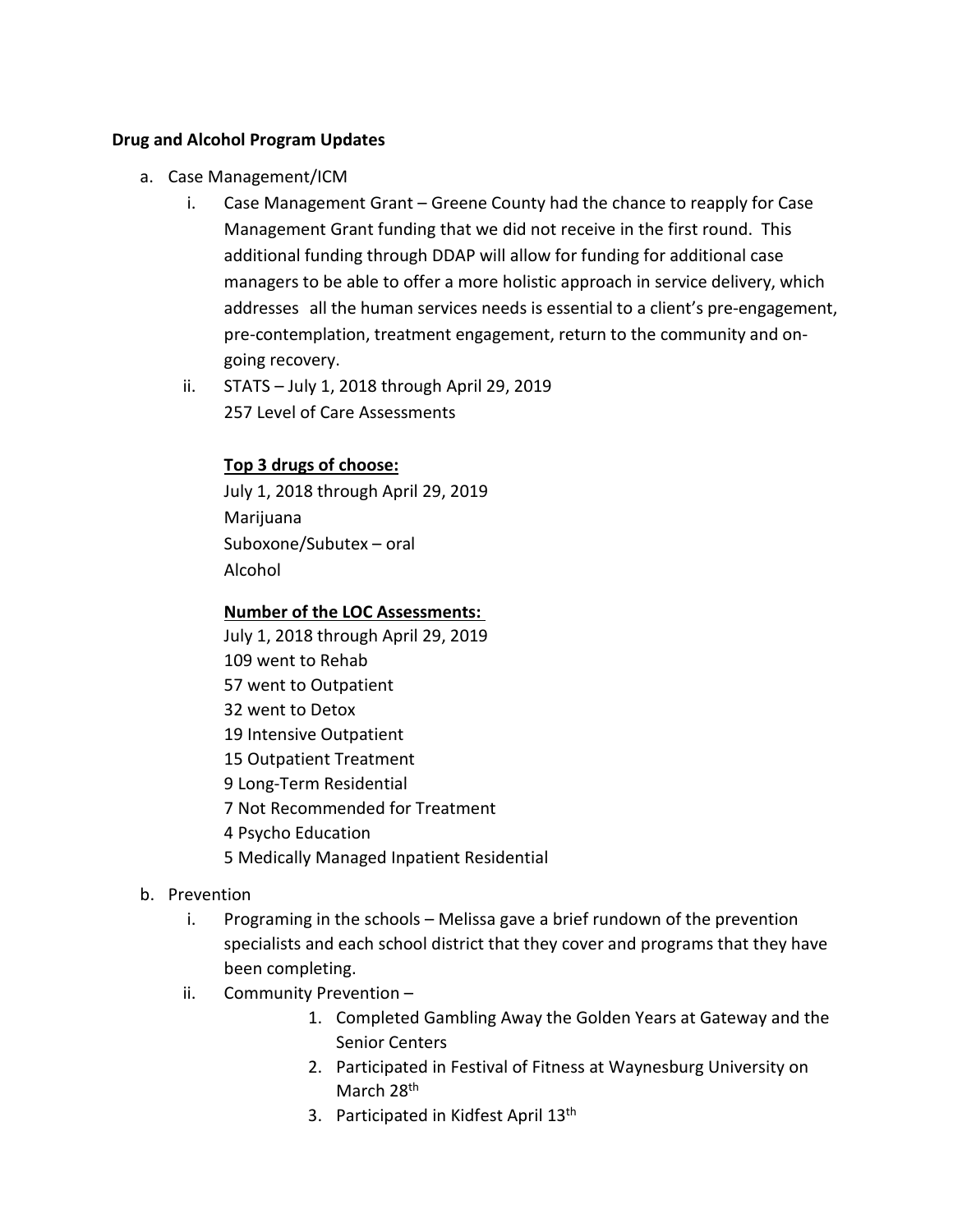**Drug and Alcohol Program Updates**

a. Case Management/ICM

   i. Case Management Grant – Greene County had the chance to reapply for Case Management Grant funding that we did not receive in the first round. This additional funding through DDAP will allow for funding for additional case managers to be able to offer a more holistic approach in service delivery, which addresses all the human services needs is essential to a client's pre-engagement, pre-contemplation, treatment engagement, return to the community and on-going recovery.

   ii. STATS – July 1, 2018 through April 29, 2019
   257 Level of Care Assessments

   **<u>Top 3 drugs of choose:</u>**
   July 1, 2018 through April 29, 2019
   Marijuana
   Suboxone/Subutex – oral
   Alcohol

   **<u>Number of the LOC Assessments:</u>**
   July 1, 2018 through April 29, 2019
   109 went to Rehab
   57 went to Outpatient
   32 went to Detox
   19 Intensive Outpatient
   15 Outpatient Treatment
   9 Long-Term Residential
   7 Not Recommended for Treatment
   4 Psycho Education
   5 Medically Managed Inpatient Residential

b. Prevention

   i. Programing in the schools – Melissa gave a brief rundown of the prevention specialists and each school district that they cover and programs that they have been completing.

   ii. Community Prevention –

      1. Completed Gambling Away the Golden Years at Gateway and the Senior Centers
      2. Participated in Festival of Fitness at Waynesburg University on March 28th
      3. Participated in Kidfest April 13th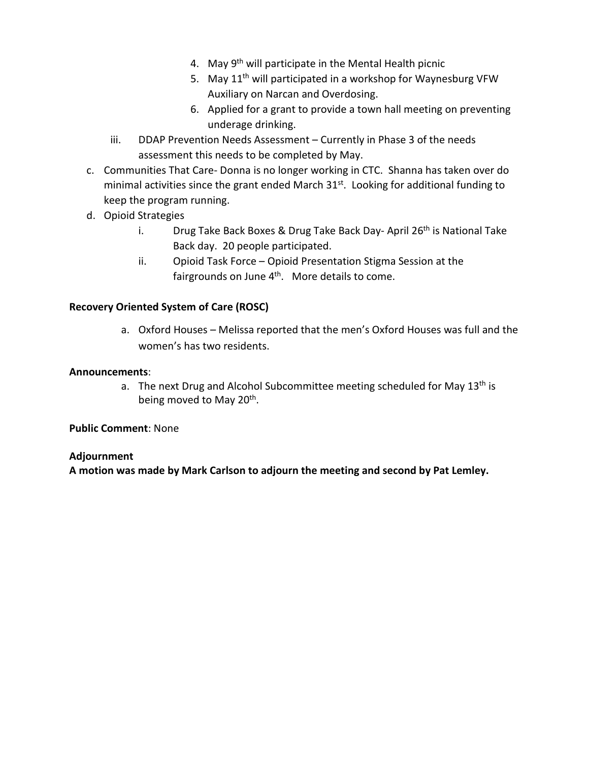4. May 9th will participate in the Mental Health picnic
5. May 11th will participated in a workshop for Waynesburg VFW Auxiliary on Narcan and Overdosing.
6. Applied for a grant to provide a town hall meeting on preventing underage drinking.

iii. DDAP Prevention Needs Assessment – Currently in Phase 3 of the needs assessment this needs to be completed by May.

c. Communities That Care- Donna is no longer working in CTC. Shanna has taken over do minimal activities since the grant ended March 31st. Looking for additional funding to keep the program running.

d. Opioid Strategies

i. Drug Take Back Boxes & Drug Take Back Day- April 26th is National Take Back day. 20 people participated.

ii. Opioid Task Force – Opioid Presentation Stigma Session at the fairgrounds on June 4th. More details to come.

**Recovery Oriented System of Care (ROSC)**

a. Oxford Houses – Melissa reported that the men's Oxford Houses was full and the women's has two residents.

**Announcements**:

a. The next Drug and Alcohol Subcommittee meeting scheduled for May 13th is being moved to May 20th.

**Public Comment**: None

**Adjournment**

**A motion was made by Mark Carlson to adjourn the meeting and second by Pat Lemley.**